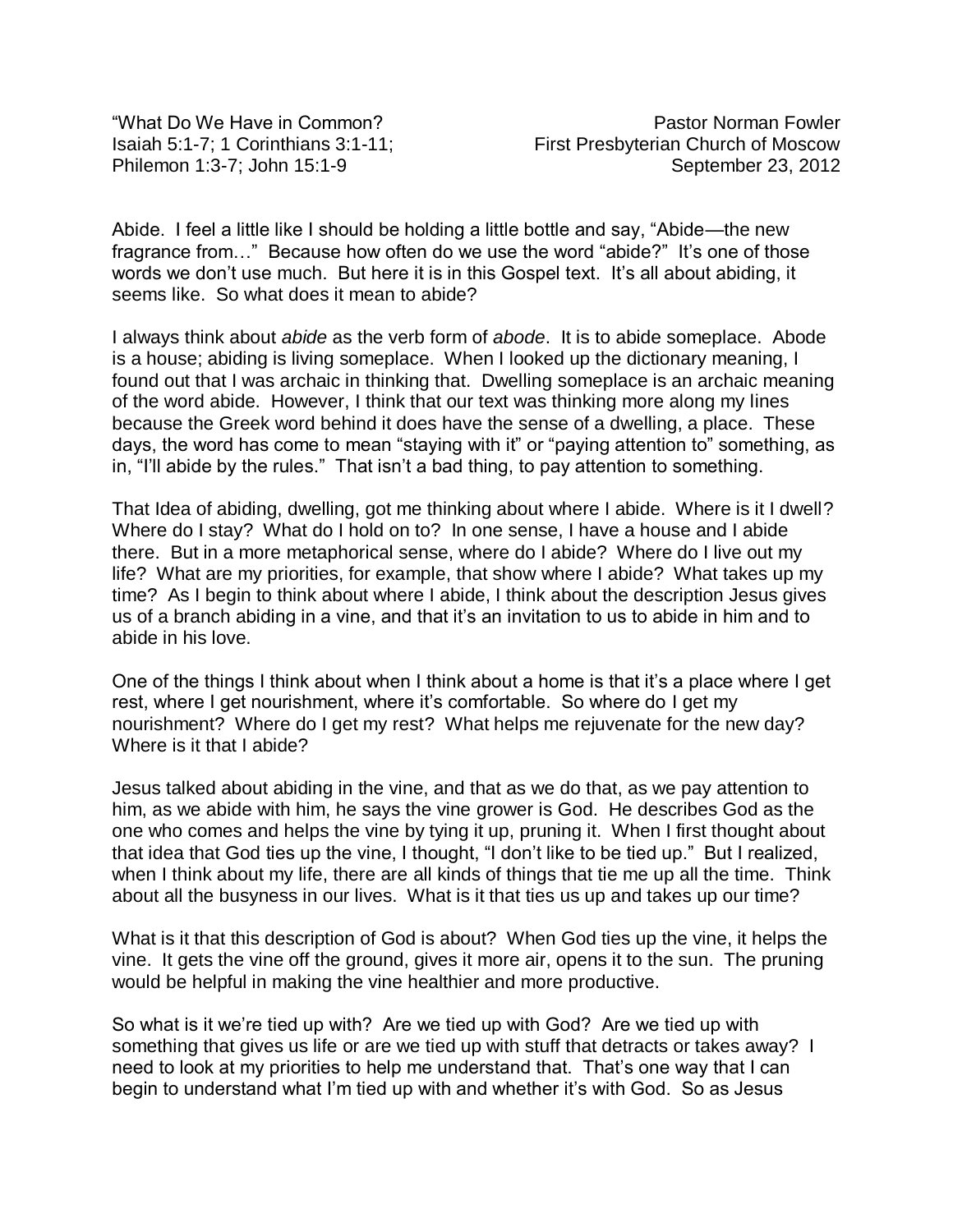"What Do We Have in Common?
Isaiah 5:1-7; 1 Corinthians 3:1-11; Philemon 1:3-7; John 15:1-9

Pastor Norman Fowler
First Presbyterian Church of Moscow
September 23, 2012

Abide. I feel a little like I should be holding a little bottle and say, "Abide—the new fragrance from…" Because how often do we use the word "abide?" It's one of those words we don't use much. But here it is in this Gospel text. It's all about abiding, it seems like. So what does it mean to abide?

I always think about *abide* as the verb form of *abode*. It is to abide someplace. Abode is a house; abiding is living someplace. When I looked up the dictionary meaning, I found out that I was archaic in thinking that. Dwelling someplace is an archaic meaning of the word abide. However, I think that our text was thinking more along my lines because the Greek word behind it does have the sense of a dwelling, a place. These days, the word has come to mean "staying with it" or "paying attention to" something, as in, "I'll abide by the rules." That isn't a bad thing, to pay attention to something.

That Idea of abiding, dwelling, got me thinking about where I abide. Where is it I dwell? Where do I stay? What do I hold on to? In one sense, I have a house and I abide there. But in a more metaphorical sense, where do I abide? Where do I live out my life? What are my priorities, for example, that show where I abide? What takes up my time? As I begin to think about where I abide, I think about the description Jesus gives us of a branch abiding in a vine, and that it's an invitation to us to abide in him and to abide in his love.

One of the things I think about when I think about a home is that it's a place where I get rest, where I get nourishment, where it's comfortable. So where do I get my nourishment? Where do I get my rest? What helps me rejuvenate for the new day? Where is it that I abide?

Jesus talked about abiding in the vine, and that as we do that, as we pay attention to him, as we abide with him, he says the vine grower is God. He describes God as the one who comes and helps the vine by tying it up, pruning it. When I first thought about that idea that God ties up the vine, I thought, "I don't like to be tied up." But I realized, when I think about my life, there are all kinds of things that tie me up all the time. Think about all the busyness in our lives. What is it that ties us up and takes up our time?

What is it that this description of God is about? When God ties up the vine, it helps the vine. It gets the vine off the ground, gives it more air, opens it to the sun. The pruning would be helpful in making the vine healthier and more productive.

So what is it we're tied up with? Are we tied up with God? Are we tied up with something that gives us life or are we tied up with stuff that detracts or takes away? I need to look at my priorities to help me understand that. That's one way that I can begin to understand what I'm tied up with and whether it's with God. So as Jesus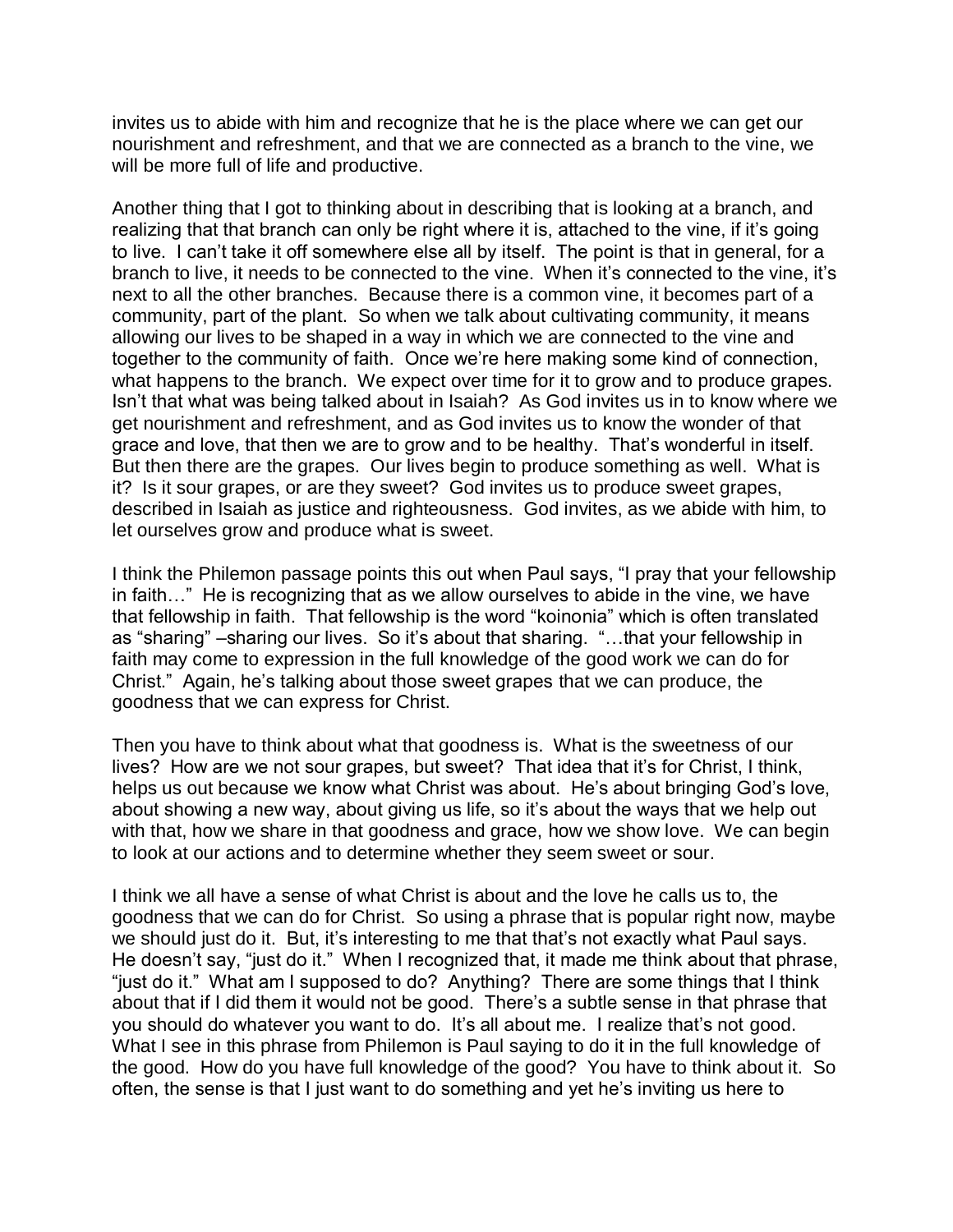invites us to abide with him and recognize that he is the place where we can get our nourishment and refreshment, and that we are connected as a branch to the vine, we will be more full of life and productive.

Another thing that I got to thinking about in describing that is looking at a branch, and realizing that that branch can only be right where it is, attached to the vine, if it's going to live. I can't take it off somewhere else all by itself. The point is that in general, for a branch to live, it needs to be connected to the vine. When it's connected to the vine, it's next to all the other branches. Because there is a common vine, it becomes part of a community, part of the plant. So when we talk about cultivating community, it means allowing our lives to be shaped in a way in which we are connected to the vine and together to the community of faith. Once we're here making some kind of connection, what happens to the branch. We expect over time for it to grow and to produce grapes. Isn't that what was being talked about in Isaiah? As God invites us in to know where we get nourishment and refreshment, and as God invites us to know the wonder of that grace and love, that then we are to grow and to be healthy. That's wonderful in itself. But then there are the grapes. Our lives begin to produce something as well. What is it? Is it sour grapes, or are they sweet? God invites us to produce sweet grapes, described in Isaiah as justice and righteousness. God invites, as we abide with him, to let ourselves grow and produce what is sweet.

I think the Philemon passage points this out when Paul says, "I pray that your fellowship in faith…" He is recognizing that as we allow ourselves to abide in the vine, we have that fellowship in faith. That fellowship is the word "koinonia" which is often translated as "sharing" –sharing our lives. So it's about that sharing. "…that your fellowship in faith may come to expression in the full knowledge of the good work we can do for Christ." Again, he's talking about those sweet grapes that we can produce, the goodness that we can express for Christ.

Then you have to think about what that goodness is. What is the sweetness of our lives? How are we not sour grapes, but sweet? That idea that it's for Christ, I think, helps us out because we know what Christ was about. He's about bringing God's love, about showing a new way, about giving us life, so it's about the ways that we help out with that, how we share in that goodness and grace, how we show love. We can begin to look at our actions and to determine whether they seem sweet or sour.

I think we all have a sense of what Christ is about and the love he calls us to, the goodness that we can do for Christ. So using a phrase that is popular right now, maybe we should just do it. But, it's interesting to me that that's not exactly what Paul says. He doesn't say, "just do it." When I recognized that, it made me think about that phrase, "just do it." What am I supposed to do? Anything? There are some things that I think about that if I did them it would not be good. There's a subtle sense in that phrase that you should do whatever you want to do. It's all about me. I realize that's not good. What I see in this phrase from Philemon is Paul saying to do it in the full knowledge of the good. How do you have full knowledge of the good? You have to think about it. So often, the sense is that I just want to do something and yet he's inviting us here to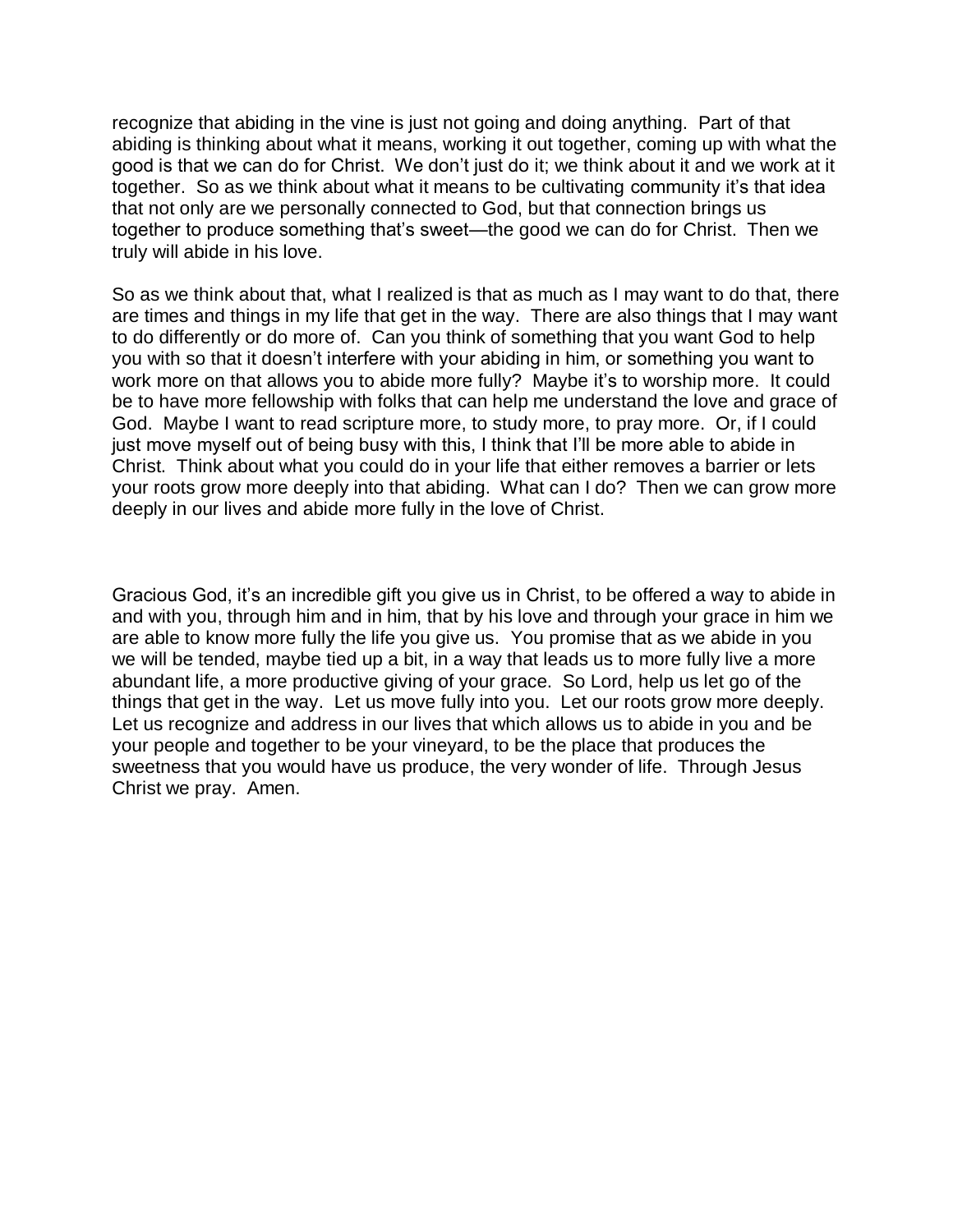recognize that abiding in the vine is just not going and doing anything. Part of that abiding is thinking about what it means, working it out together, coming up with what the good is that we can do for Christ. We don't just do it; we think about it and we work at it together. So as we think about what it means to be cultivating community it's that idea that not only are we personally connected to God, but that connection brings us together to produce something that's sweet—the good we can do for Christ. Then we truly will abide in his love.

So as we think about that, what I realized is that as much as I may want to do that, there are times and things in my life that get in the way. There are also things that I may want to do differently or do more of. Can you think of something that you want God to help you with so that it doesn't interfere with your abiding in him, or something you want to work more on that allows you to abide more fully? Maybe it's to worship more. It could be to have more fellowship with folks that can help me understand the love and grace of God. Maybe I want to read scripture more, to study more, to pray more. Or, if I could just move myself out of being busy with this, I think that I'll be more able to abide in Christ. Think about what you could do in your life that either removes a barrier or lets your roots grow more deeply into that abiding. What can I do? Then we can grow more deeply in our lives and abide more fully in the love of Christ.

Gracious God, it's an incredible gift you give us in Christ, to be offered a way to abide in and with you, through him and in him, that by his love and through your grace in him we are able to know more fully the life you give us. You promise that as we abide in you we will be tended, maybe tied up a bit, in a way that leads us to more fully live a more abundant life, a more productive giving of your grace. So Lord, help us let go of the things that get in the way. Let us move fully into you. Let our roots grow more deeply. Let us recognize and address in our lives that which allows us to abide in you and be your people and together to be your vineyard, to be the place that produces the sweetness that you would have us produce, the very wonder of life. Through Jesus Christ we pray. Amen.